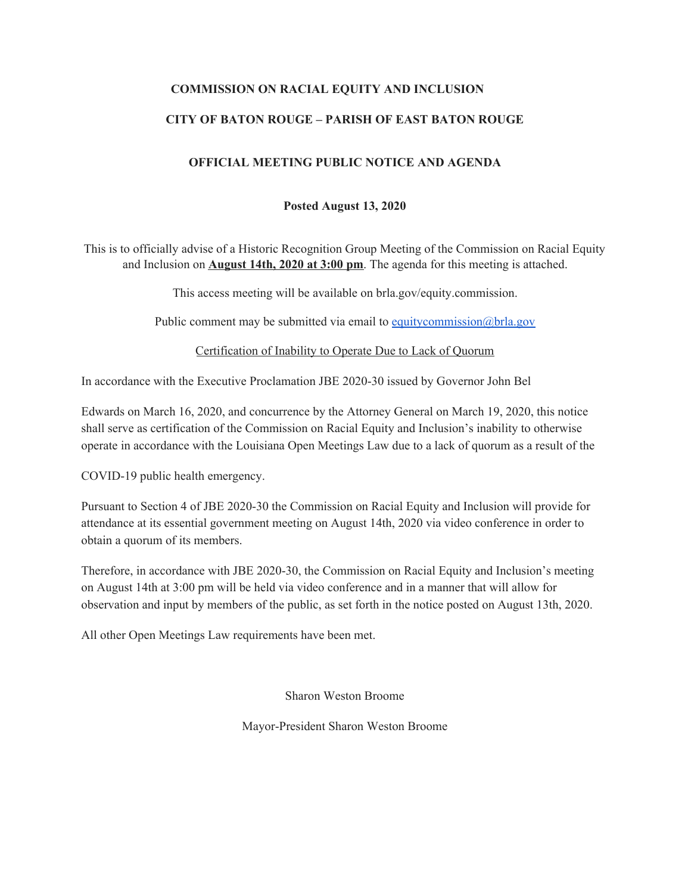**COMMISSION ON RACIAL EQUITY AND INCLUSION**

**CITY OF BATON ROUGE – PARISH OF EAST BATON ROUGE**

**OFFICIAL MEETING PUBLIC NOTICE AND AGENDA**

**Posted August 13, 2020**

This is to officially advise of a Historic Recognition Group Meeting of the Commission on Racial Equity and Inclusion on **August 14th, 2020 at 3:00 pm**. The agenda for this meeting is attached.

This access meeting will be available on brla.gov/equity.commission.

Public comment may be submitted via email to equitycommission@brla.gov

Certification of Inability to Operate Due to Lack of Quorum

In accordance with the Executive Proclamation JBE 2020-30 issued by Governor John Bel Edwards on March 16, 2020, and concurrence by the Attorney General on March 19, 2020, this notice shall serve as certification of the Commission on Racial Equity and Inclusion's inability to otherwise operate in accordance with the Louisiana Open Meetings Law due to a lack of quorum as a result of the COVID-19 public health emergency.

Pursuant to Section 4 of JBE 2020-30 the Commission on Racial Equity and Inclusion will provide for attendance at its essential government meeting on August 14th, 2020 via video conference in order to obtain a quorum of its members.

Therefore, in accordance with JBE 2020-30, the Commission on Racial Equity and Inclusion's meeting on August 14th at 3:00 pm will be held via video conference and in a manner that will allow for observation and input by members of the public, as set forth in the notice posted on August 13th, 2020.

All other Open Meetings Law requirements have been met.

Sharon Weston Broome

Mayor-President Sharon Weston Broome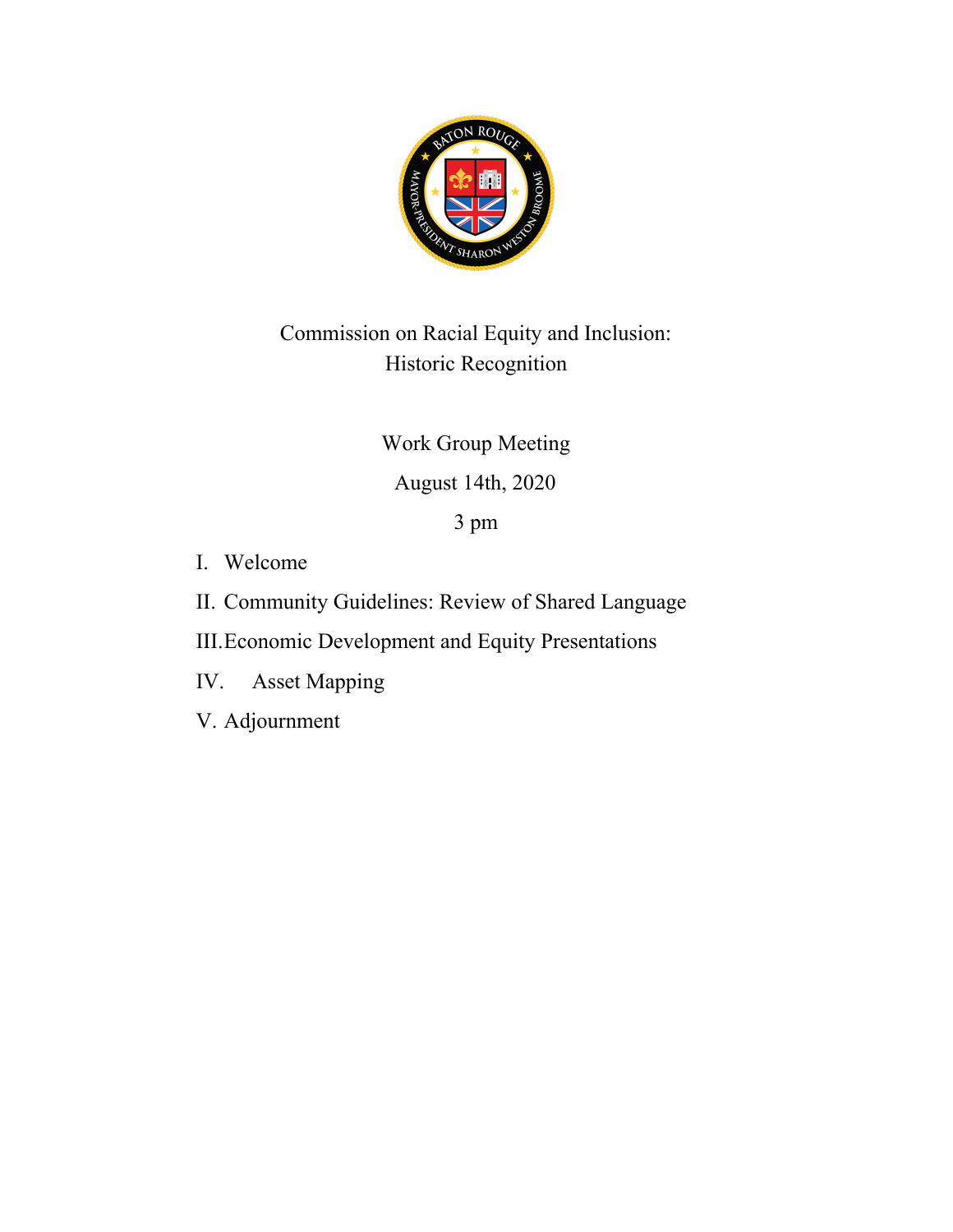Commission on Racial Equity and Inclusion:
Historic Recognition

Work Group Meeting

August 14th, 2020

3 pm

I. Welcome

II. Community Guidelines: Review of Shared Language

III. Economic Development and Equity Presentations

IV. Asset Mapping

V. Adjournment